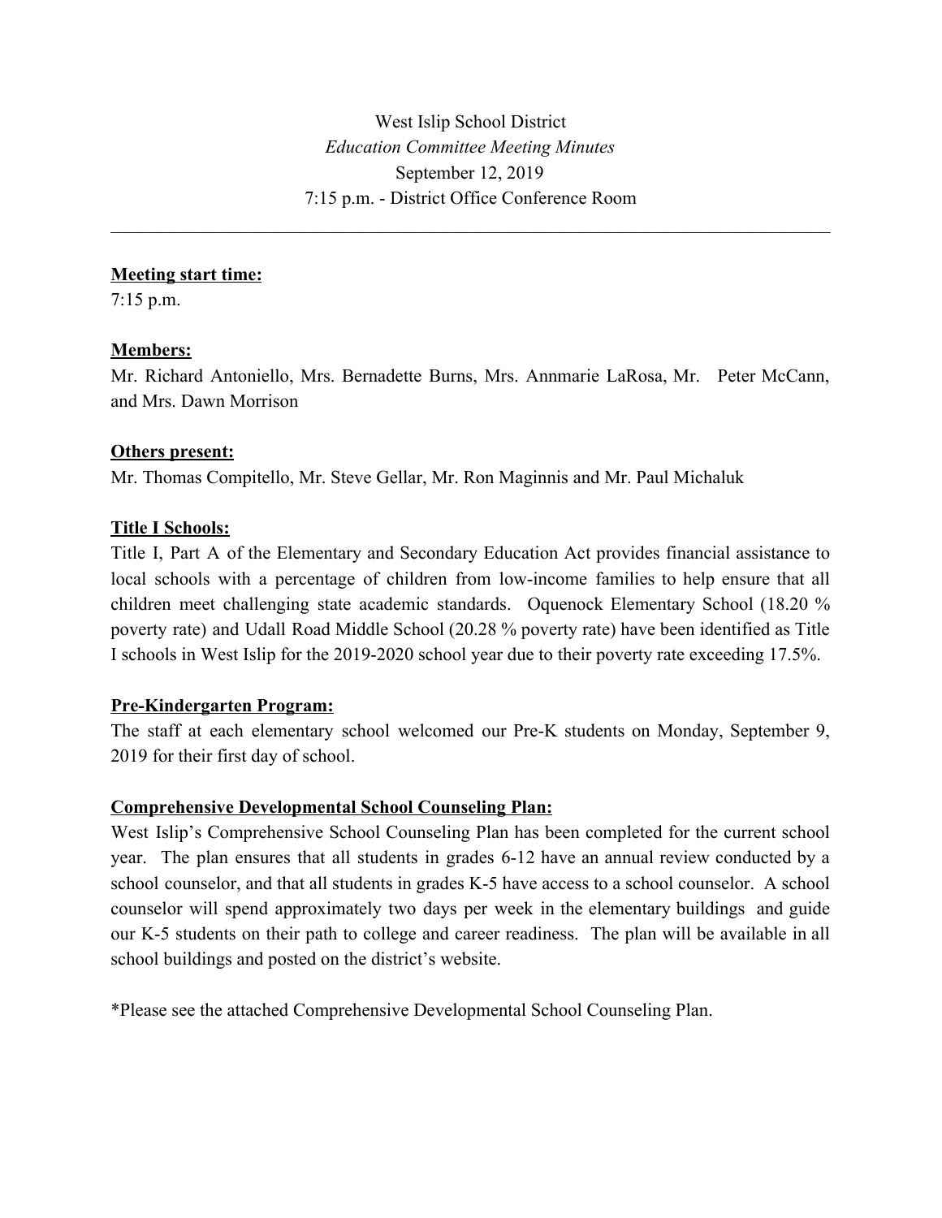West Islip School District

*Education Committee Meeting Minutes*

September 12, 2019

7:15 p.m. - District Office Conference Room

---

**Meeting start time:**

7:15 p.m.

**Members:**

Mr. Richard Antoniello, Mrs. Bernadette Burns, Mrs. Annmarie LaRosa, Mr. Peter McCann, and Mrs. Dawn Morrison

**Others present:**

Mr. Thomas Compitello, Mr. Steve Gellar, Mr. Ron Maginnis and Mr. Paul Michaluk

**Title I Schools:**

Title I, Part A of the Elementary and Secondary Education Act provides financial assistance to local schools with a percentage of children from low-income families to help ensure that all children meet challenging state academic standards. Oquenock Elementary School (18.20 % poverty rate) and Udall Road Middle School (20.28 % poverty rate) have been identified as Title I schools in West Islip for the 2019-2020 school year due to their poverty rate exceeding 17.5%.

**Pre-Kindergarten Program:**

The staff at each elementary school welcomed our Pre-K students on Monday, September 9, 2019 for their first day of school.

**Comprehensive Developmental School Counseling Plan:**

West Islip's Comprehensive School Counseling Plan has been completed for the current school year. The plan ensures that all students in grades 6-12 have an annual review conducted by a school counselor, and that all students in grades K-5 have access to a school counselor. A school counselor will spend approximately two days per week in the elementary buildings and guide our K-5 students on their path to college and career readiness. The plan will be available in all school buildings and posted on the district's website.

*Please see the attached Comprehensive Developmental School Counseling Plan.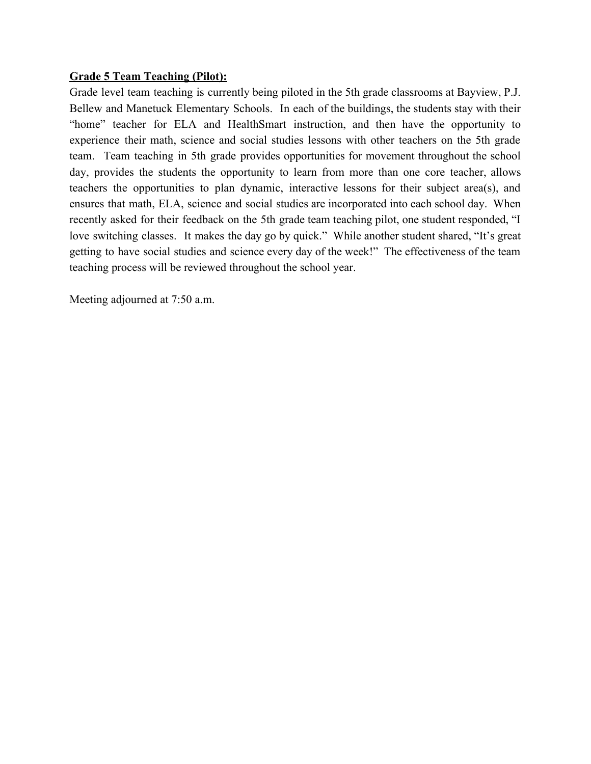**<u>Grade 5 Team Teaching (Pilot):</u>**

Grade level team teaching is currently being piloted in the 5th grade classrooms at Bayview, P.J. Bellew and Manetuck Elementary Schools. In each of the buildings, the students stay with their "home" teacher for ELA and HealthSmart instruction, and then have the opportunity to experience their math, science and social studies lessons with other teachers on the 5th grade team. Team teaching in 5th grade provides opportunities for movement throughout the school day, provides the students the opportunity to learn from more than one core teacher, allows teachers the opportunities to plan dynamic, interactive lessons for their subject area(s), and ensures that math, ELA, science and social studies are incorporated into each school day. When recently asked for their feedback on the 5th grade team teaching pilot, one student responded, "I love switching classes. It makes the day go by quick." While another student shared, "It's great getting to have social studies and science every day of the week!" The effectiveness of the team teaching process will be reviewed throughout the school year.

Meeting adjourned at 7:50 a.m.